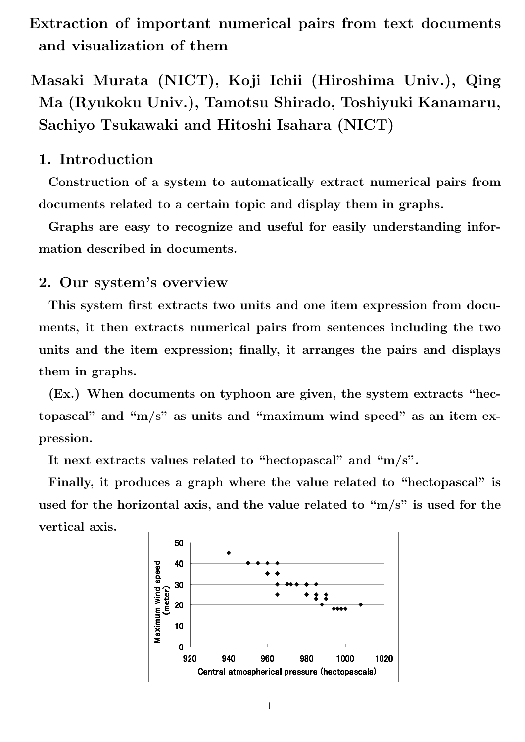# Extraction of important numerical pairs from text documents and visualization of them

**Masaki Murata (NICT), Koji Ichii (Hiroshima Univ.), Qing Ma (Ryukoku Univ.), Tamotsu Shirado, Toshiyuki Kanamaru, Sachiyo Tsukawaki and Hitoshi Isahara (NICT)**

## 1. Introduction

Construction of a system to automatically extract numerical pairs from documents related to a certain topic and display them in graphs.

Graphs are easy to recognize and useful for easily understanding information described in documents.

## 2. Our system's overview

This system first extracts two units and one item expression from documents, it then extracts numerical pairs from sentences including the two units and the item expression; finally, it arranges the pairs and displays them in graphs.

(Ex.) When documents on typhoon are given, the system extracts "hectopascal" and "m/s" as units and "maximum wind speed" as an item expression.

It next extracts values related to "hectopascal" and "m/s".

Finally, it produces a graph where the value related to "hectopascal" is used for the horizontal axis, and the value related to "m/s" is used for the vertical axis.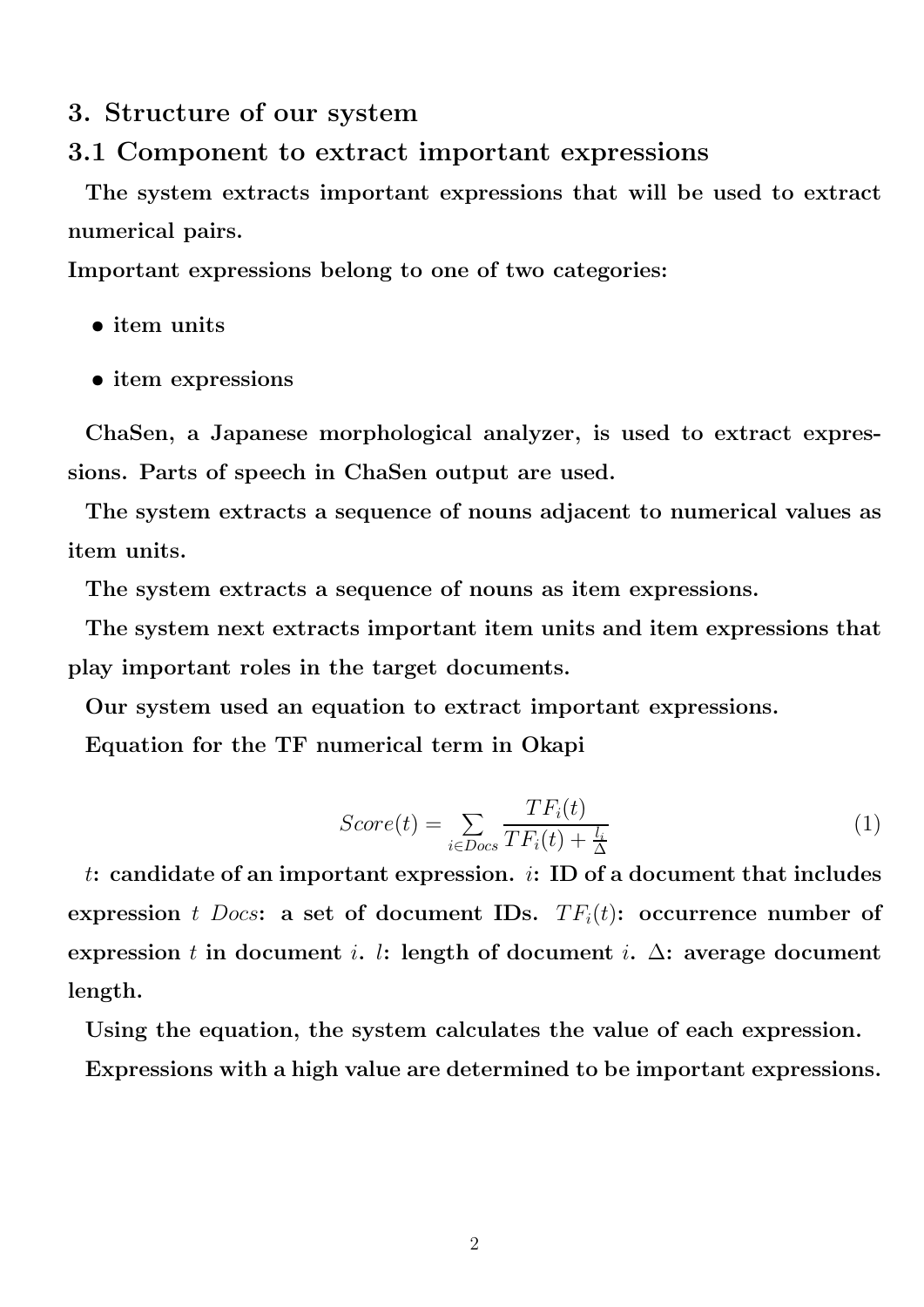## 3. Structure of our system

### 3.1 Component to extract important expressions

The system extracts important expressions that will be used to extract numerical pairs.

Important expressions belong to one of two categories:

- item units
- item expressions

ChaSen, a Japanese morphological analyzer, is used to extract expressions. Parts of speech in ChaSen output are used.

The system extracts a sequence of nouns adjacent to numerical values as item units.

The system extracts a sequence of nouns as item expressions.

The system next extracts important item units and item expressions that play important roles in the target documents.

Our system used an equation to extract important expressions.

Equation for the TF numerical term in Okapi

$$Score(t) = \sum_{i \in Docs} \frac{TF_i(t)}{TF_i(t) + \frac{l_i}{\Delta}} \tag{1}$$

$t$: candidate of an important expression. $i$: ID of a document that includes expression $t$ $Docs$: a set of document IDs. $TF_i(t)$: occurrence number of expression $t$ in document $i$. $l$: length of document $i$. $\Delta$: average document length.

Using the equation, the system calculates the value of each expression.

Expressions with a high value are determined to be important expressions.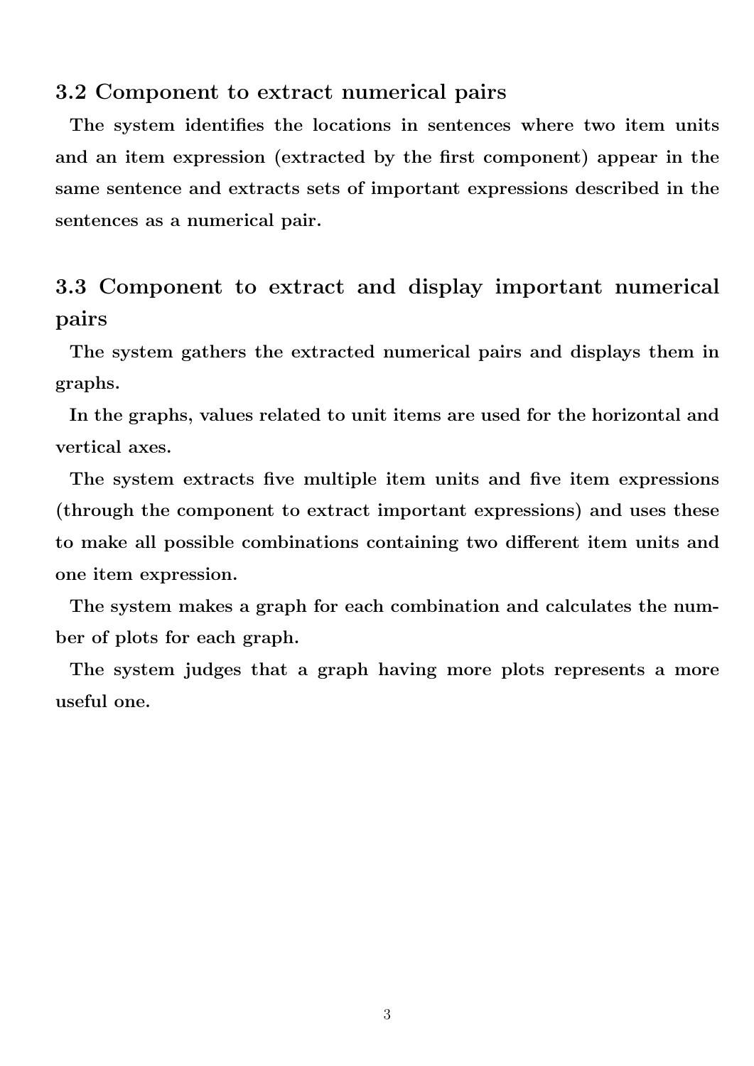### 3.2 Component to extract numerical pairs

The system identifies the locations in sentences where two item units and an item expression (extracted by the first component) appear in the same sentence and extracts sets of important expressions described in the sentences as a numerical pair.

### 3.3 Component to extract and display important numerical pairs

The system gathers the extracted numerical pairs and displays them in graphs.

In the graphs, values related to unit items are used for the horizontal and vertical axes.

The system extracts five multiple item units and five item expressions (through the component to extract important expressions) and uses these to make all possible combinations containing two different item units and one item expression.

The system makes a graph for each combination and calculates the number of plots for each graph.

The system judges that a graph having more plots represents a more useful one.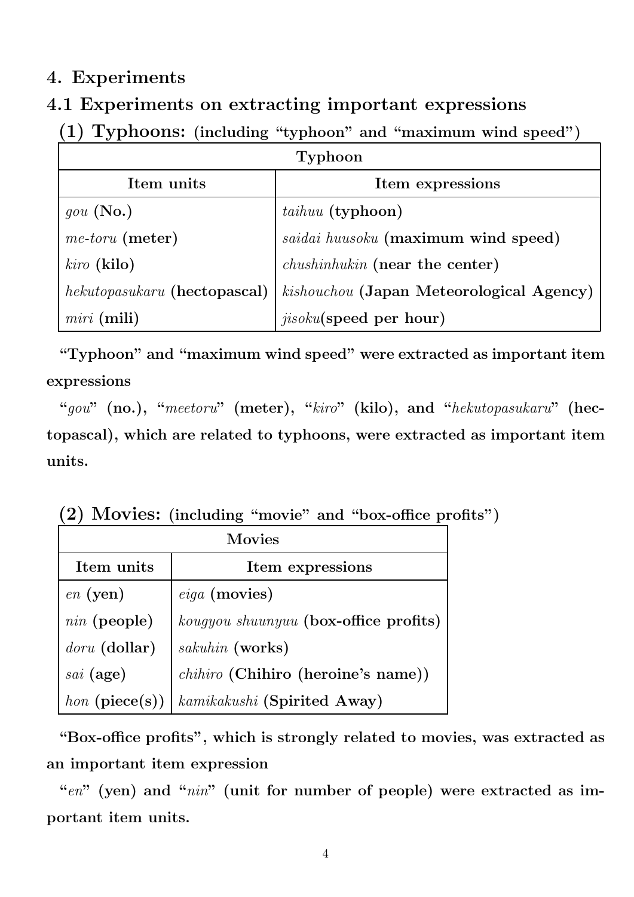## 4. Experiments

### 4.1 Experiments on extracting important expressions

**(1) Typhoons:** (including "typhoon" and "maximum wind speed")

| Typhoon | |
|---|---|
| **Item units** | **Item expressions** |
| *gou* (No.) | *taihuu* (typhoon) |
| *me-toru* (meter) | *saidai huusoku* (maximum wind speed) |
| *kiro* (kilo) | *chushinhukin* (near the center) |
| *hekutopasukaru* (hectopascal) | *kishouchou* (Japan Meteorological Agency) |
| *miri* (mili) | *jisoku*(speed per hour) |

**"Typhoon" and "maximum wind speed" were extracted as important item expressions**

**"*gou*" (no.), "*meetoru*" (meter), "*kiro*" (kilo), and "*hekutopasukaru*" (hectopascal), which are related to typhoons, were extracted as important item units.**

**(2) Movies:** (including "movie" and "box-office profits")

| Movies | |
|---|---|
| **Item units** | **Item expressions** |
| *en* (yen) | *eiga* (movies) |
| *nin* (people) | *kougyou shuunyuu* (box-office profits) |
| *doru* (dollar) | *sakuhin* (works) |
| *sai* (age) | *chihiro* (Chihiro (heroine's name)) |
| *hon* (piece(s)) | *kamikakushi* (Spirited Away) |

**"Box-office profits", which is strongly related to movies, was extracted as an important item expression**

**"*en*" (yen) and "*nin*" (unit for number of people) were extracted as important item units.**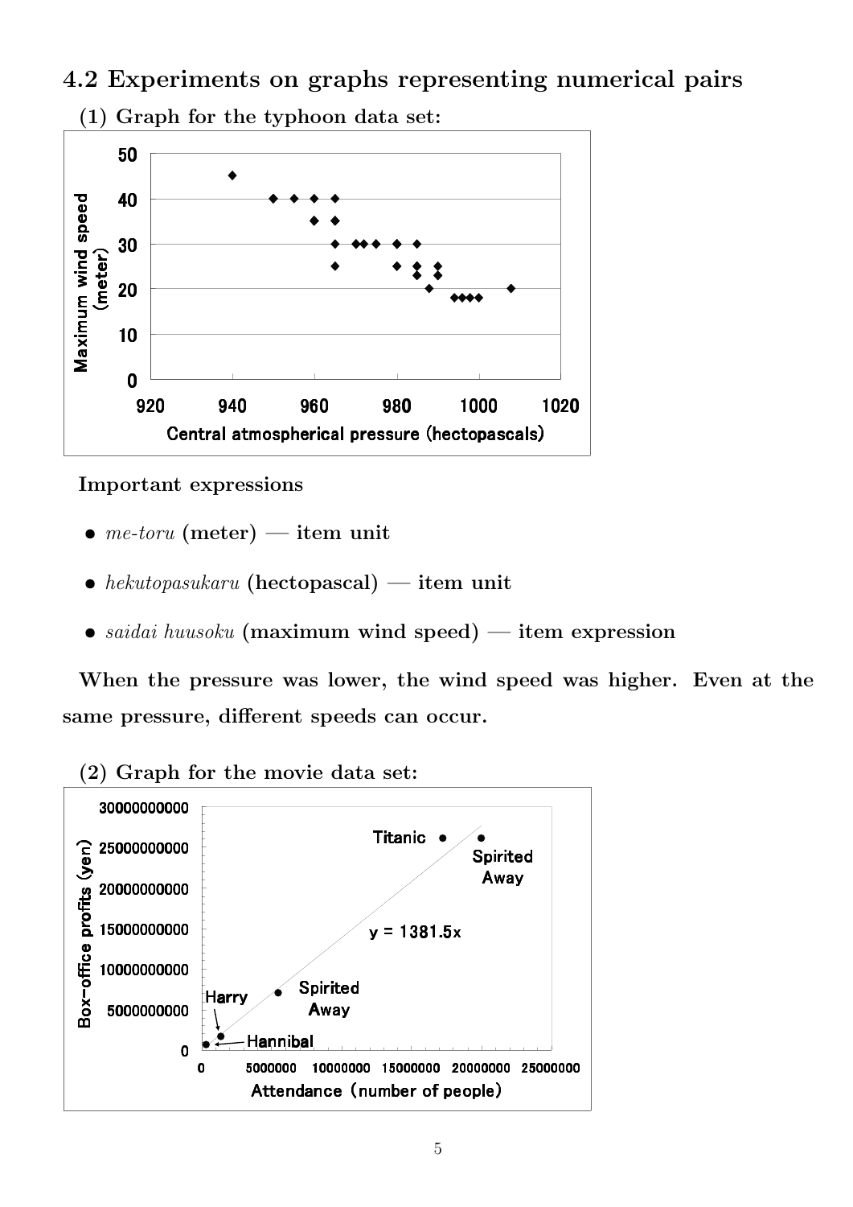## 4.2 Experiments on graphs representing numerical pairs

**(1) Graph for the typhoon data set:**

**Important expressions**

- *me-toru* **(meter) — item unit**
- *hekutopasukaru* **(hectopascal) — item unit**
- *saidai huusoku* **(maximum wind speed) — item expression**

**When the pressure was lower, the wind speed was higher. Even at the same pressure, different speeds can occur.**

**(2) Graph for the movie data set:**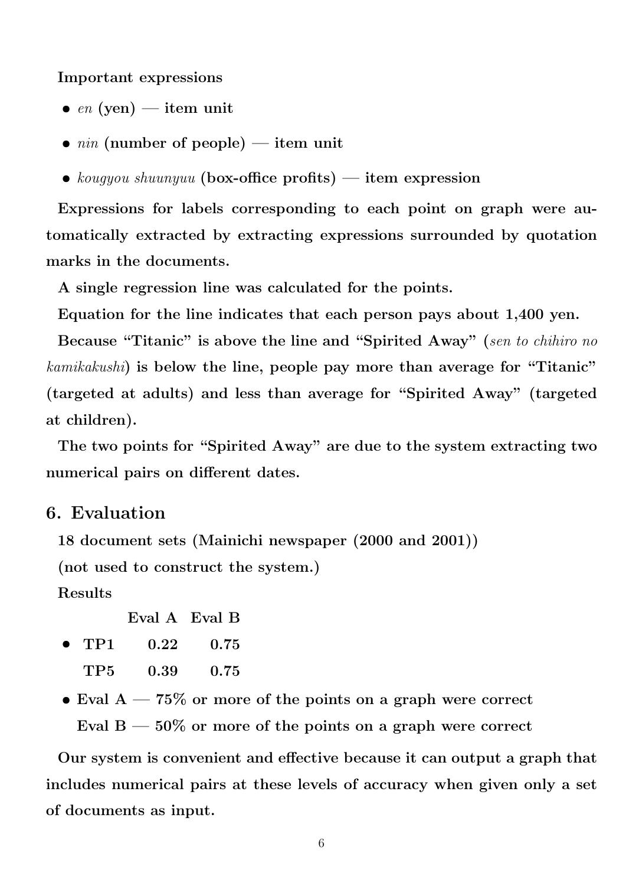**Important expressions**

- *en* **(yen) — item unit**
- *nin* **(number of people) — item unit**
- *kougyou shuunyuu* **(box-office profits) — item expression**

**Expressions for labels corresponding to each point on graph were automatically extracted by extracting expressions surrounded by quotation marks in the documents.**

**A single regression line was calculated for the points.**

**Equation for the line indicates that each person pays about 1,400 yen.**

**Because "Titanic" is above the line and "Spirited Away" (*sen to chihiro no kamikakushi*) is below the line, people pay more than average for "Titanic" (targeted at adults) and less than average for "Spirited Away" (targeted at children).**

**The two points for "Spirited Away" are due to the system extracting two numerical pairs on different dates.**

## 6. Evaluation

**18 document sets (Mainichi newspaper (2000 and 2001))**

**(not used to construct the system.)**

**Results**

| | Eval A | Eval B |
|---|---|---|
| • TP1 | 0.22 | 0.75 |
| TP5 | 0.39 | 0.75 |

- **Eval A — 75% or more of the points on a graph were correct**

  **Eval B — 50% or more of the points on a graph were correct**

**Our system is convenient and effective because it can output a graph that includes numerical pairs at these levels of accuracy when given only a set of documents as input.**